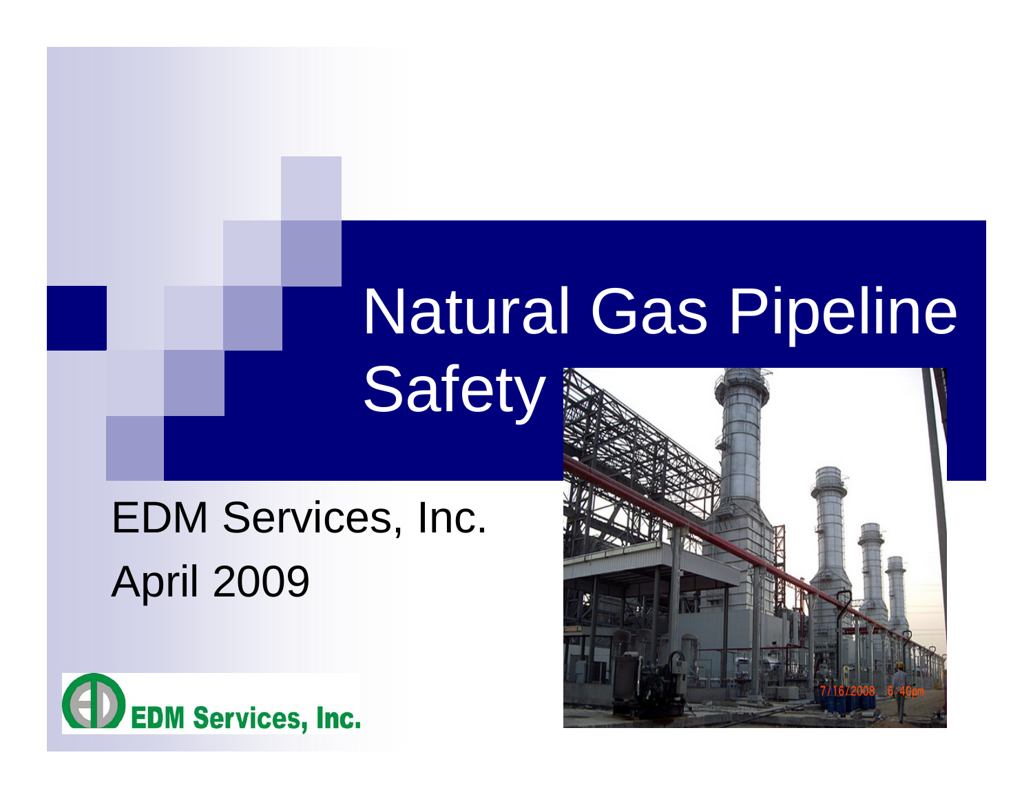# Natural Gas Pipeline Safety

EDM Services, Inc.

April 2009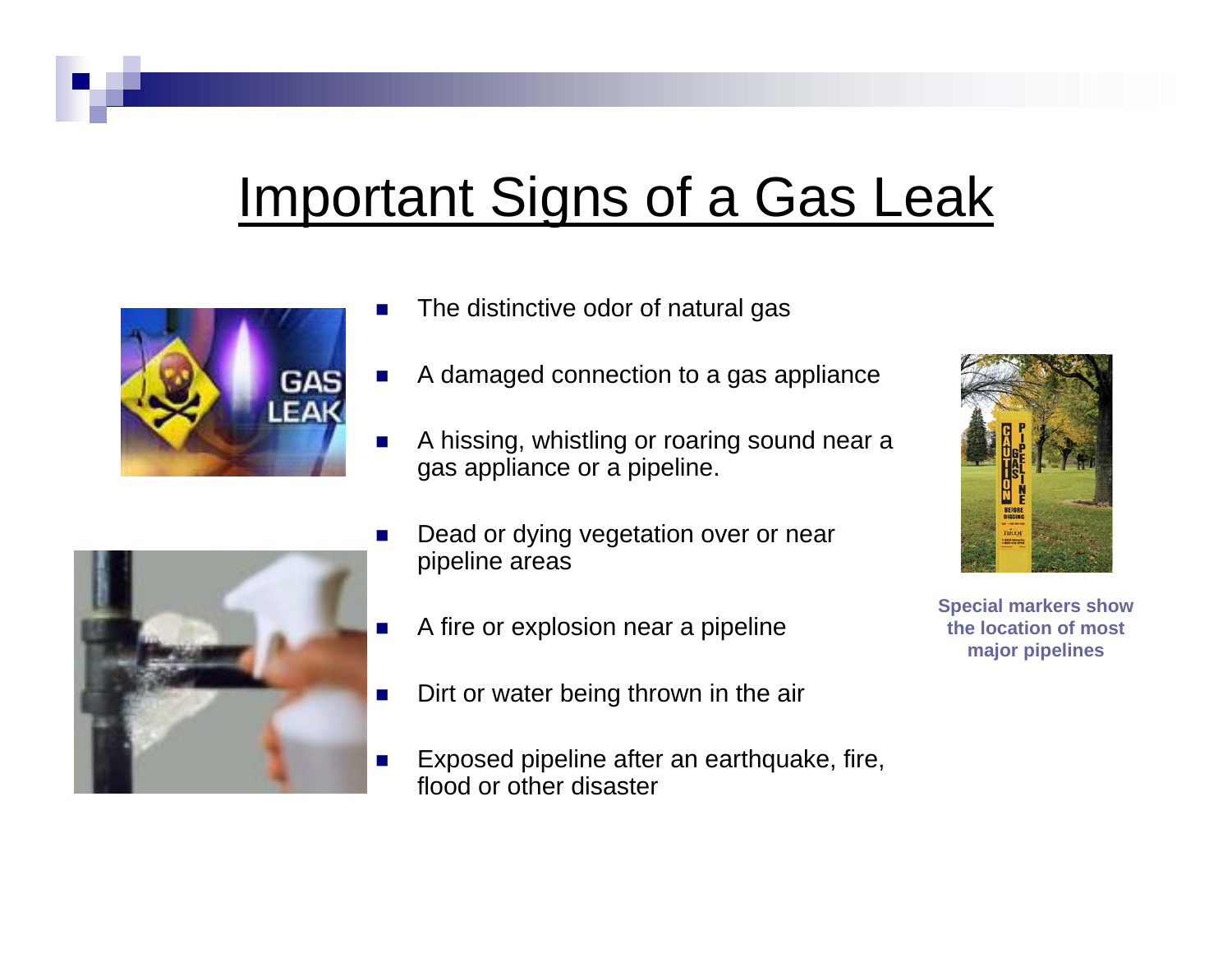# Important Signs of a Gas Leak

- The distinctive odor of natural gas
- A damaged connection to a gas appliance
- A hissing, whistling or roaring sound near a gas appliance or a pipeline.
- Dead or dying vegetation over or near pipeline areas
- A fire or explosion near a pipeline
- Dirt or water being thrown in the air
- Exposed pipeline after an earthquake, fire, flood or other disaster

**Special markers show the location of most major pipelines**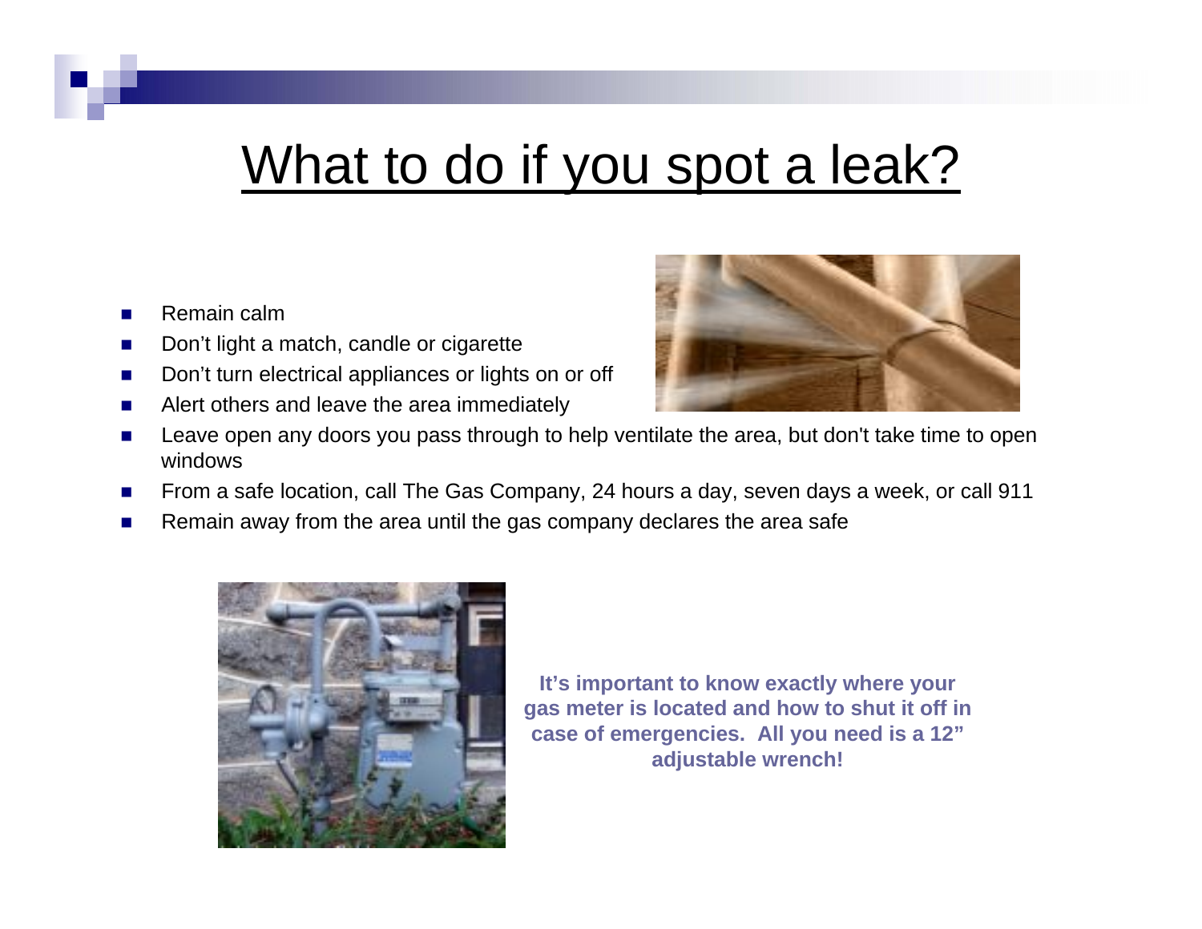# What to do if you spot a leak?

- Remain calm
- Don’t light a match, candle or cigarette
- Don’t turn electrical appliances or lights on or off
- Alert others and leave the area immediately
- Leave open any doors you pass through to help ventilate the area, but don't take time to open windows
- From a safe location, call The Gas Company, 24 hours a day, seven days a week, or call 911
- Remain away from the area until the gas company declares the area safe

**It’s important to know exactly where your gas meter is located and how to shut it off in case of emergencies. All you need is a 12” adjustable wrench!**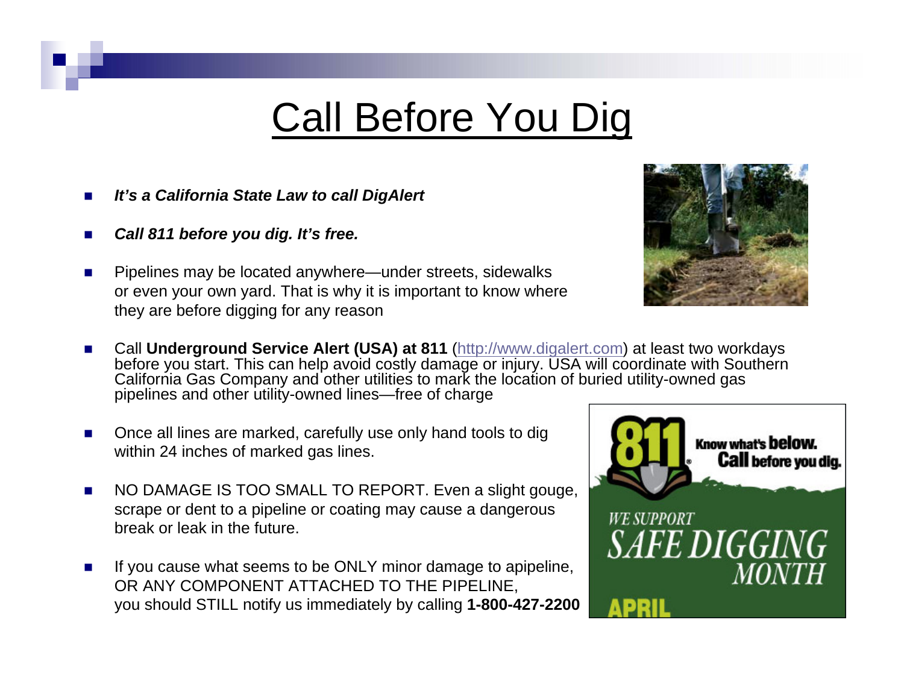# Call Before You Dig

- ***It's a California State Law to call DigAlert***
- ***Call 811 before you dig. It's free.***
- Pipelines may be located anywhere—under streets, sidewalks or even your own yard. That is why it is important to know where they are before digging for any reason
- Call **Underground Service Alert (USA) at 811** (http://www.digalert.com) at least two workdays before you start. This can help avoid costly damage or injury. USA will coordinate with Southern California Gas Company and other utilities to mark the location of buried utility-owned gas pipelines and other utility-owned lines—free of charge
- Once all lines are marked, carefully use only hand tools to dig within 24 inches of marked gas lines.
- NO DAMAGE IS TOO SMALL TO REPORT. Even a slight gouge, scrape or dent to a pipeline or coating may cause a dangerous break or leak in the future.
- If you cause what seems to be ONLY minor damage to apipeline, OR ANY COMPONENT ATTACHED TO THE PIPELINE, you should STILL notify us immediately by calling **1-800-427-2200**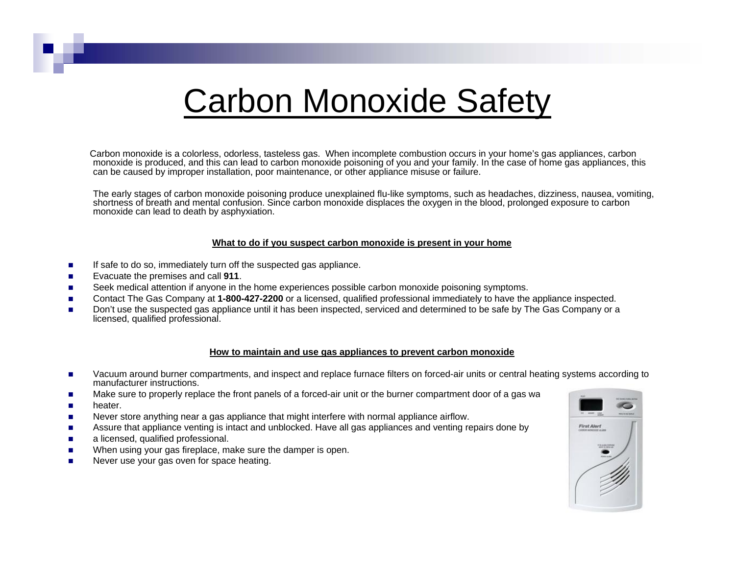# Carbon Monoxide Safety

Carbon monoxide is a colorless, odorless, tasteless gas. When incomplete combustion occurs in your home's gas appliances, carbon monoxide is produced, and this can lead to carbon monoxide poisoning of you and your family. In the case of home gas appliances, this can be caused by improper installation, poor maintenance, or other appliance misuse or failure.

The early stages of carbon monoxide poisoning produce unexplained flu-like symptoms, such as headaches, dizziness, nausea, vomiting, shortness of breath and mental confusion. Since carbon monoxide displaces the oxygen in the blood, prolonged exposure to carbon monoxide can lead to death by asphyxiation.

**What to do if you suspect carbon monoxide is present in your home**

- If safe to do so, immediately turn off the suspected gas appliance.
- Evacuate the premises and call **911**.
- Seek medical attention if anyone in the home experiences possible carbon monoxide poisoning symptoms.
- Contact The Gas Company at **1-800-427-2200** or a licensed, qualified professional immediately to have the appliance inspected.
- Don't use the suspected gas appliance until it has been inspected, serviced and determined to be safe by The Gas Company or a licensed, qualified professional.

**How to maintain and use gas appliances to prevent carbon monoxide**

- Vacuum around burner compartments, and inspect and replace furnace filters on forced-air units or central heating systems according to manufacturer instructions.
- Make sure to properly replace the front panels of a forced-air unit or the burner compartment door of a gas wa
- heater.
- Never store anything near a gas appliance that might interfere with normal appliance airflow.
- Assure that appliance venting is intact and unblocked. Have all gas appliances and venting repairs done by
- a licensed, qualified professional.
- When using your gas fireplace, make sure the damper is open.
- Never use your gas oven for space heating.